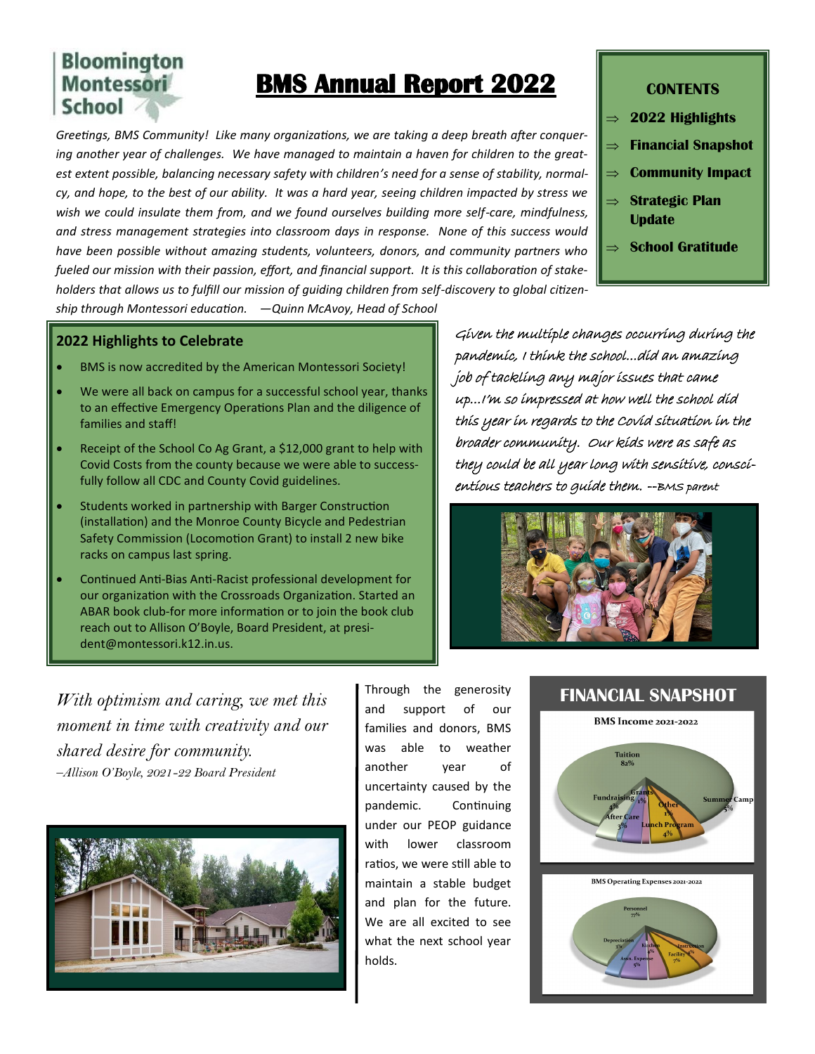Bloomington Montessori School

# BMS Annual Report 2022

*Greetings, BMS Community! Like many organizations, we are taking a deep breath after conquering another year of challenges. We have managed to maintain a haven for children to the greatest extent possible, balancing necessary safety with children's need for a sense of stability, normalcy, and hope, to the best of our ability. It was a hard year, seeing children impacted by stress we wish we could insulate them from, and we found ourselves building more self-care, mindfulness, and stress management strategies into classroom days in response. None of this success would have been possible without amazing students, volunteers, donors, and community partners who fueled our mission with their passion, effort, and financial support. It is this collaboration of stakeholders that allows us to fulfill our mission of guiding children from self-discovery to global citizenship through Montessori education. —Quinn McAvoy, Head of School*

**CONTENTS**

- ⇒ **2022 Highlights**
- ⇒ **Financial Snapshot**
- ⇒ **Community Impact**
- ⇒ **Strategic Plan Update**
- ⇒ **School Gratitude**

## 2022 Highlights to Celebrate

- BMS is now accredited by the American Montessori Society!
- We were all back on campus for a successful school year, thanks to an effective Emergency Operations Plan and the diligence of families and staff!
- Receipt of the School Co Ag Grant, a $12,000 grant to help with Covid Costs from the county because we were able to successfully follow all CDC and County Covid guidelines.
- Students worked in partnership with Barger Construction (installation) and the Monroe County Bicycle and Pedestrian Safety Commission (Locomotion Grant) to install 2 new bike racks on campus last spring.
- Continued Anti-Bias Anti-Racist professional development for our organization with the Crossroads Organization. Started an ABAR book club-for more information or to join the book club reach out to Allison O'Boyle, Board President, at president@montessori.k12.in.us.

*Given the multiple changes occurring during the pandemic, I think the school...did an amazing job of tackling any major issues that came up...I'm so impressed at how well the school did this year in regards to the Covid situation in the broader community. Our kids were as safe as they could be all year long with sensitive, conscientious teachers to guide them. --BMS parent*

*With optimism and caring, we met this moment in time with creativity and our shared desire for community.*
*–Allison O'Boyle, 2021-22 Board President*

Through the generosity and support of our families and donors, BMS was able to weather another year of uncertainty caused by the pandemic. Continuing under our PEOP guidance with lower classroom ratios, we were still able to maintain a stable budget and plan for the future. We are all excited to see what the next school year holds.

## FINANCIAL SNAPSHOT

**BMS Income 2021-2022**

| Category | Percent |
|---|---|
| Tuition | 82% |
| Summer Camp | 5% |
| Lunch Program | 4% |
| After Care | 3% |
| Fundraising | 4% |
| Grants | 1% |
| Other | 1% |

**BMS Operating Expenses 2021-2022**

| Category | Percent |
|---|---|
| Personnel | 77% |
| Depreciation | 3% |
| Assn. Expense | 5% |
| Kitchen | 4% |
| Facility | 7% |
| Instruction | 4% |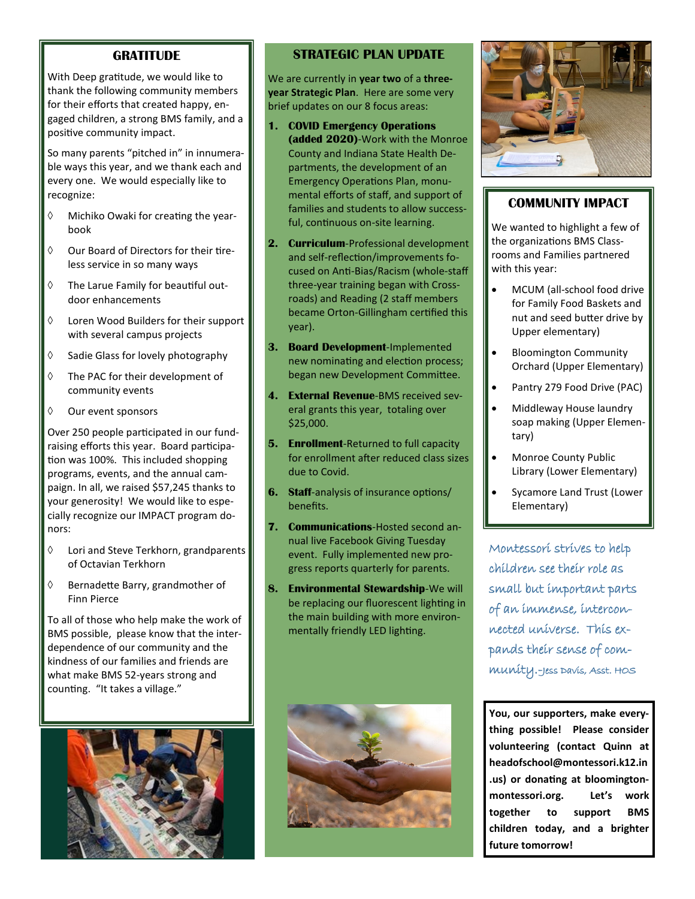## GRATITUDE

With Deep gratitude, we would like to thank the following community members for their efforts that created happy, engaged children, a strong BMS family, and a positive community impact.

So many parents "pitched in" in innumerable ways this year, and we thank each and every one. We would especially like to recognize:

- Michiko Owaki for creating the yearbook
- Our Board of Directors for their tireless service in so many ways
- The Larue Family for beautiful outdoor enhancements
- Loren Wood Builders for their support with several campus projects
- Sadie Glass for lovely photography
- The PAC for their development of community events
- Our event sponsors

Over 250 people participated in our fundraising efforts this year. Board participation was 100%. This included shopping programs, events, and the annual campaign. In all, we raised $57,245 thanks to your generosity! We would like to especially recognize our IMPACT program donors:

- Lori and Steve Terkhorn, grandparents of Octavian Terkhorn
- Bernadette Barry, grandmother of Finn Pierce

To all of those who help make the work of BMS possible, please know that the interdependence of our community and the kindness of our families and friends are what make BMS 52-years strong and counting. "It takes a village."

## STRATEGIC PLAN UPDATE

We are currently in **year two** of a **three-year Strategic Plan**. Here are some very brief updates on our 8 focus areas:

1. **COVID Emergency Operations (added 2020)**-Work with the Monroe County and Indiana State Health Departments, the development of an Emergency Operations Plan, monumental efforts of staff, and support of families and students to allow successful, continuous on-site learning.
2. **Curriculum**-Professional development and self-reflection/improvements focused on Anti-Bias/Racism (whole-staff three-year training began with Crossroads) and Reading (2 staff members became Orton-Gillingham certified this year).
3. **Board Development**-Implemented new nominating and election process; began new Development Committee.
4. **External Revenue**-BMS received several grants this year, totaling over $25,000.
5. **Enrollment**-Returned to full capacity for enrollment after reduced class sizes due to Covid.
6. **Staff**-analysis of insurance options/ benefits.
7. **Communications**-Hosted second annual live Facebook Giving Tuesday event. Fully implemented new progress reports quarterly for parents.
8. **Environmental Stewardship**-We will be replacing our fluorescent lighting in the main building with more environmentally friendly LED lighting.

## COMMUNITY IMPACT

We wanted to highlight a few of the organizations BMS Classrooms and Families partnered with this year:

- MCUM (all-school food drive for Family Food Baskets and nut and seed butter drive by Upper elementary)
- Bloomington Community Orchard (Upper Elementary)
- Pantry 279 Food Drive (PAC)
- Middleway House laundry soap making (Upper Elementary)
- Monroe County Public Library (Lower Elementary)
- Sycamore Land Trust (Lower Elementary)

*Montessori strives to help children see their role as small but important parts of an immense, interconnected universe. This expands their sense of community.-Jess Davis, Asst. HOS*

**You, our supporters, make everything possible! Please consider volunteering (contact Quinn at headofschool@montessori.k12.in.us) or donating at bloomingtonmontessori.org. Let's work together to support BMS children today, and a brighter future tomorrow!**